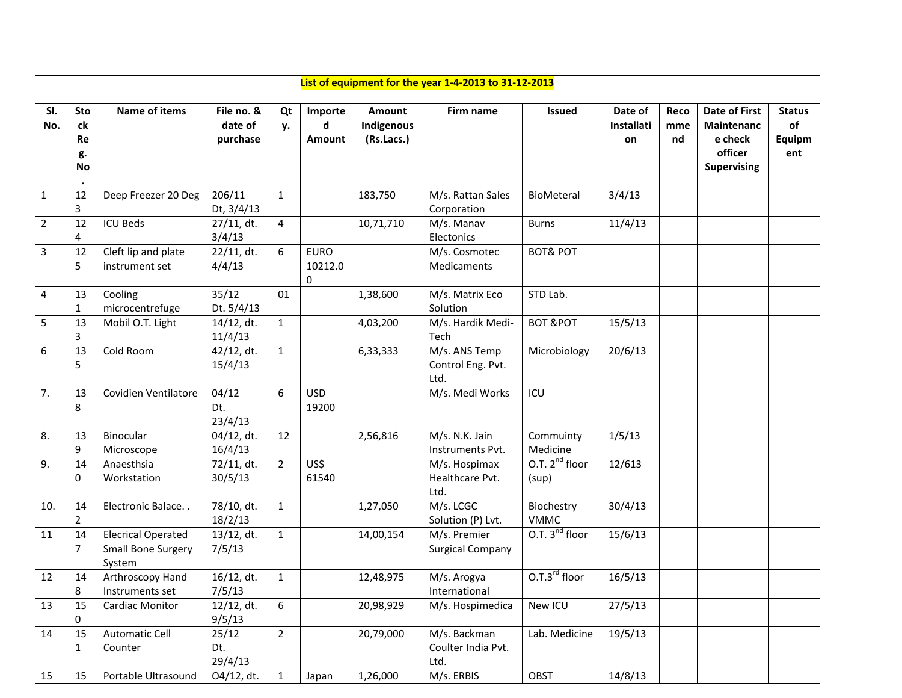| List of equipment for the year 1-4-2013 to 31-12-2013 | | | | | | | | | | | | | |
|---|---|---|---|---|---|---|---|---|---|---|---|---|---|
| Sl. No. | Stock Reg. No. | Name of items | File no. & date of purchase | Qty. | Imported Amount | Amount Indigenous (Rs.Lacs.) | Firm name | Issued | Date of Installation | Recommend | Date of First Maintenance check officer Supervising | Status of Equipment |
| 1 | 123 | Deep Freezer 20 Deg | 206/11 Dt, 3/4/13 | 1 | | 183,750 | M/s. Rattan Sales Corporation | BioMeteral | 3/4/13 | | | |
| 2 | 124 | ICU Beds | 27/11, dt. 3/4/13 | 4 | | 10,71,710 | M/s. Manav Electonics | Burns | 11/4/13 | | | |
| 3 | 125 | Cleft lip and plate instrument set | 22/11, dt. 4/4/13 | 6 | EURO 10212.00 | | M/s. Cosmotec Medicaments | BOT& POT | | | | |
| 4 | 131 | Cooling microcentrefuge | 35/12 Dt. 5/4/13 | 01 | | 1,38,600 | M/s. Matrix Eco Solution | STD Lab. | | | | |
| 5 | 133 | Mobil O.T. Light | 14/12, dt. 11/4/13 | 1 | | 4,03,200 | M/s. Hardik Medi-Tech | BOT &POT | 15/5/13 | | | |
| 6 | 135 | Cold Room | 42/12, dt. 15/4/13 | 1 | | 6,33,333 | M/s. ANS Temp Control Eng. Pvt. Ltd. | Microbiology | 20/6/13 | | | |
| 7. | 138 | Covidien Ventilatore | 04/12 Dt. 23/4/13 | 6 | USD 19200 | | M/s. Medi Works | ICU | | | | |
| 8. | 139 | Binocular Microscope | 04/12, dt. 16/4/13 | 12 | | 2,56,816 | M/s. N.K. Jain Instruments Pvt. | Commuinty Medicine | 1/5/13 | | | |
| 9. | 140 | Anaesthsia Workstation | 72/11, dt. 30/5/13 | 2 | US$ 61540 | | M/s. Hospimax Healthcare Pvt. Ltd. | O.T. 2nd floor (sup) | 12/613 | | | |
| 10. | 142 | Electronic Balace. . | 78/10, dt. 18/2/13 | 1 | | 1,27,050 | M/s. LCGC Solution (P) Lvt. | Biochestry VMMC | 30/4/13 | | | |
| 11 | 147 | Elecrical Operated Small Bone Surgery System | 13/12, dt. 7/5/13 | 1 | | 14,00,154 | M/s. Premier Surgical Company | O.T. 3nd floor | 15/6/13 | | | |
| 12 | 148 | Arthroscopy Hand Instruments set | 16/12, dt. 7/5/13 | 1 | | 12,48,975 | M/s. Arogya International | O.T.3rd floor | 16/5/13 | | | |
| 13 | 150 | Cardiac Monitor | 12/12, dt. 9/5/13 | 6 | | 20,98,929 | M/s. Hospimedica | New ICU | 27/5/13 | | | |
| 14 | 151 | Automatic Cell Counter | 25/12 Dt. 29/4/13 | 2 | | 20,79,000 | M/s. Backman Coulter India Pvt. Ltd. | Lab. Medicine | 19/5/13 | | | |
| 15 | 15 | Portable Ultrasound | O4/12, dt. | 1 | Japan | 1,26,000 | M/s. ERBIS | OBST | 14/8/13 | | | |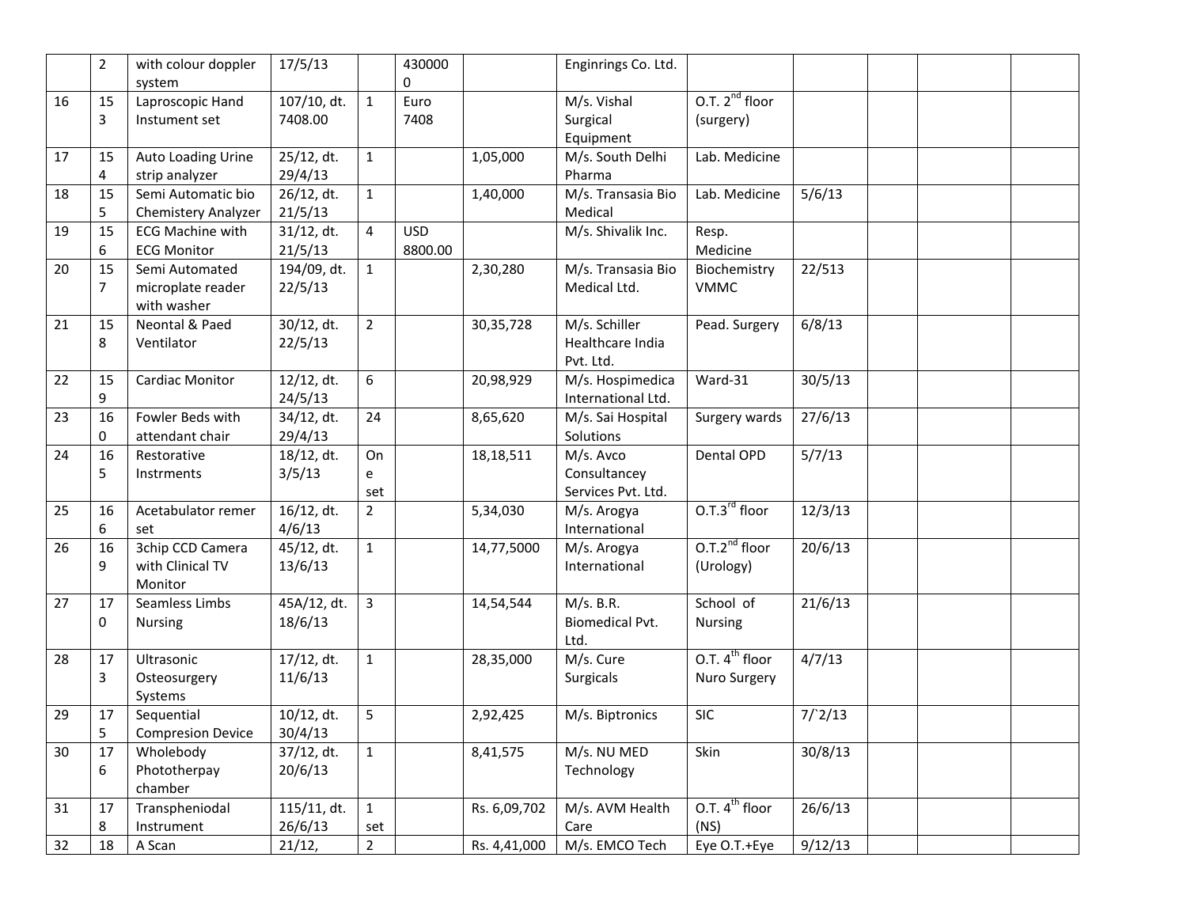|  |  |  |  |  |  |  |  |  |  |  |  |  |
|---|---|---|---|---|---|---|---|---|---|---|---|---|
|  | 2 | with colour doppler system | 17/5/13 |  | 4300000 |  | Enginrings Co. Ltd. |  |  |  |  |  |
| 16 | 153 | Laproscopic Hand Instument set | 107/10, dt. 7408.00 | 1 | Euro 7408 |  | M/s. Vishal Surgical Equipment | O.T. 2nd floor (surgery) |  |  |  |  |
| 17 | 154 | Auto Loading Urine strip analyzer | 25/12, dt. 29/4/13 | 1 |  | 1,05,000 | M/s. South Delhi Pharma | Lab. Medicine |  |  |  |  |
| 18 | 155 | Semi Automatic bio Chemistery Analyzer | 26/12, dt. 21/5/13 | 1 |  | 1,40,000 | M/s. Transasia Bio Medical | Lab. Medicine | 5/6/13 |  |  |  |
| 19 | 156 | ECG Machine with ECG Monitor | 31/12, dt. 21/5/13 | 4 | USD 8800.00 |  | M/s. Shivalik Inc. | Resp. Medicine |  |  |  |  |
| 20 | 157 | Semi Automated microplate reader with washer | 194/09, dt. 22/5/13 | 1 |  | 2,30,280 | M/s. Transasia Bio Medical Ltd. | Biochemistry VMMC | 22/513 |  |  |  |
| 21 | 158 | Neontal & Paed Ventilator | 30/12, dt. 22/5/13 | 2 |  | 30,35,728 | M/s. Schiller Healthcare India Pvt. Ltd. | Pead. Surgery | 6/8/13 |  |  |  |
| 22 | 159 | Cardiac Monitor | 12/12, dt. 24/5/13 | 6 |  | 20,98,929 | M/s. Hospimedica International Ltd. | Ward-31 | 30/5/13 |  |  |  |
| 23 | 160 | Fowler Beds with attendant chair | 34/12, dt. 29/4/13 | 24 |  | 8,65,620 | M/s. Sai Hospital Solutions | Surgery wards | 27/6/13 |  |  |  |
| 24 | 165 | Restorative Instrments | 18/12, dt. 3/5/13 | One set |  | 18,18,511 | M/s. Avco Consultancey Services Pvt. Ltd. | Dental OPD | 5/7/13 |  |  |  |
| 25 | 166 | Acetabulator remer set | 16/12, dt. 4/6/13 | 2 |  | 5,34,030 | M/s. Arogya International | O.T.3rd floor | 12/3/13 |  |  |  |
| 26 | 169 | 3chip CCD Camera with Clinical TV Monitor | 45/12, dt. 13/6/13 | 1 |  | 14,77,5000 | M/s. Arogya International | O.T.2nd floor (Urology) | 20/6/13 |  |  |  |
| 27 | 170 | Seamless Limbs Nursing | 45A/12, dt. 18/6/13 | 3 |  | 14,54,544 | M/s. B.R. Biomedical Pvt. Ltd. | School of Nursing | 21/6/13 |  |  |  |
| 28 | 173 | Ultrasonic Osteosurgery Systems | 17/12, dt. 11/6/13 | 1 |  | 28,35,000 | M/s. Cure Surgicals | O.T. 4th floor Nuro Surgery | 4/7/13 |  |  |  |
| 29 | 175 | Sequential Compresion Device | 10/12, dt. 30/4/13 | 5 |  | 2,92,425 | M/s. Biptronics | SIC | 7/`2/13 |  |  |  |
| 30 | 176 | Wholebody Phototherpay chamber | 37/12, dt. 20/6/13 | 1 |  | 8,41,575 | M/s. NU MED Technology | Skin | 30/8/13 |  |  |  |
| 31 | 178 | Transpheniodal Instrument | 115/11, dt. 26/6/13 | 1 set |  | Rs. 6,09,702 | M/s. AVM Health Care | O.T. 4th floor (NS) | 26/6/13 |  |  |  |
| 32 | 18 | A Scan | 21/12, | 2 |  | Rs. 4,41,000 | M/s. EMCO Tech | Eye O.T.+Eye | 9/12/13 |  |  |  |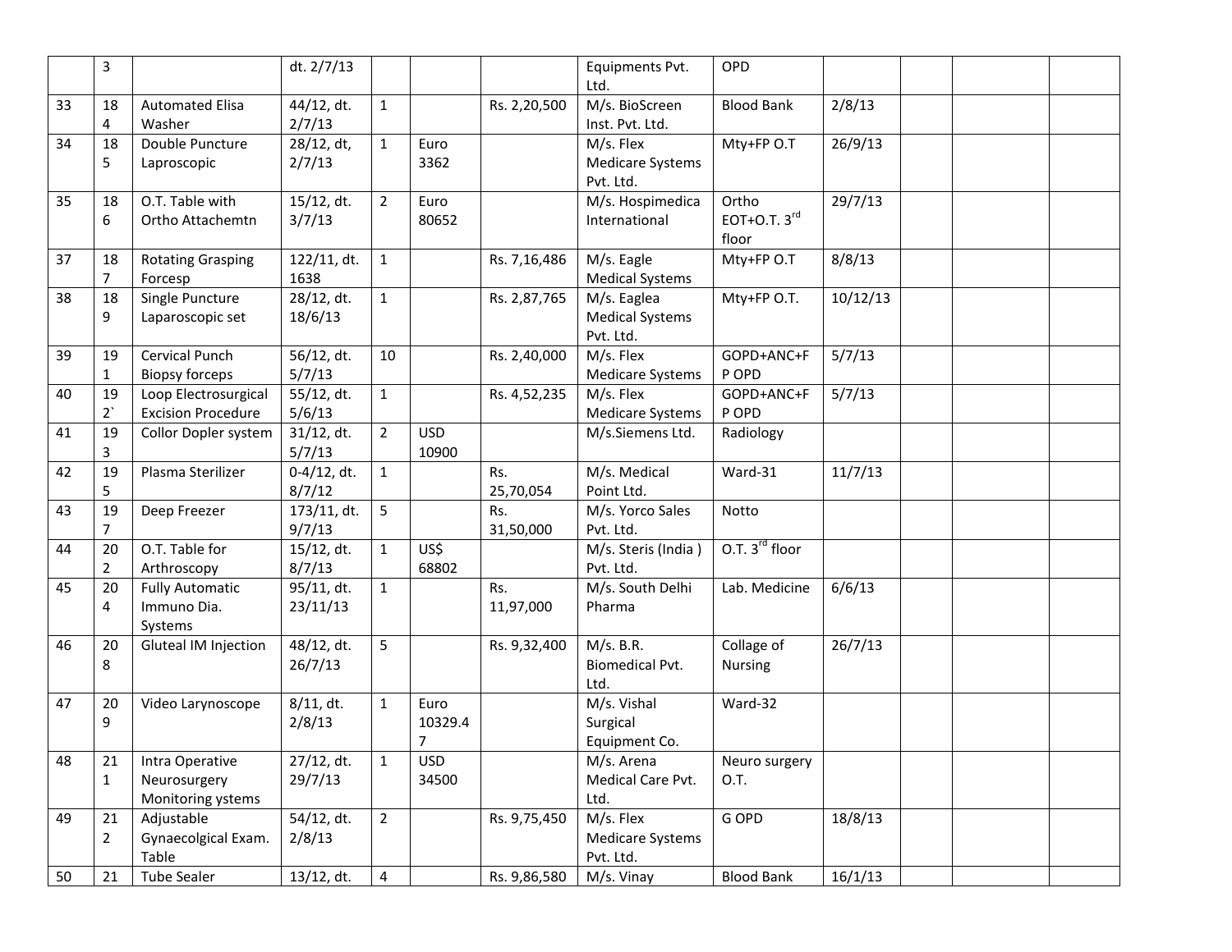| | | | | | | | | | | | | |
|---|---|---|---|---|---|---|---|---|---|---|---|---|
| | 3 | | dt. 2/7/13 | | | | Equipments Pvt. Ltd. | OPD | | | | |
| 33 | 184 | Automated Elisa Washer | 44/12, dt. 2/7/13 | 1 | | Rs. 2,20,500 | M/s. BioScreen Inst. Pvt. Ltd. | Blood Bank | 2/8/13 | | | |
| 34 | 185 | Double Puncture Laproscopic | 28/12, dt, 2/7/13 | 1 | Euro 3362 | | M/s. Flex Medicare Systems Pvt. Ltd. | Mty+FP O.T | 26/9/13 | | | |
| 35 | 186 | O.T. Table with Ortho Attachemtn | 15/12, dt. 3/7/13 | 2 | Euro 80652 | | M/s. Hospimedica International | Ortho EOT+O.T. 3rd floor | 29/7/13 | | | |
| 37 | 187 | Rotating Grasping Forcesp | 122/11, dt. 1638 | 1 | | Rs. 7,16,486 | M/s. Eagle Medical Systems | Mty+FP O.T | 8/8/13 | | | |
| 38 | 189 | Single Puncture Laparoscopic set | 28/12, dt. 18/6/13 | 1 | | Rs. 2,87,765 | M/s. Eaglea Medical Systems Pvt. Ltd. | Mty+FP O.T. | 10/12/13 | | | |
| 39 | 191 | Cervical Punch Biopsy forceps | 56/12, dt. 5/7/13 | 10 | | Rs. 2,40,000 | M/s. Flex Medicare Systems | GOPD+ANC+FP OPD | 5/7/13 | | | |
| 40 | 192` | Loop Electrosurgical Excision Procedure | 55/12, dt. 5/6/13 | 1 | | Rs. 4,52,235 | M/s. Flex Medicare Systems | GOPD+ANC+FP OPD | 5/7/13 | | | |
| 41 | 193 | Collor Dopler system | 31/12, dt. 5/7/13 | 2 | USD 10900 | | M/s.Siemens Ltd. | Radiology | | | | |
| 42 | 195 | Plasma Sterilizer | 0-4/12, dt. 8/7/12 | 1 | | Rs. 25,70,054 | M/s. Medical Point Ltd. | Ward-31 | 11/7/13 | | | |
| 43 | 197 | Deep Freezer | 173/11, dt. 9/7/13 | 5 | | Rs. 31,50,000 | M/s. Yorco Sales Pvt. Ltd. | Notto | | | | |
| 44 | 202 | O.T. Table for Arthroscopy | 15/12, dt. 8/7/13 | 1 | US$ 68802 | | M/s. Steris (India ) Pvt. Ltd. | O.T. 3rd floor | | | | |
| 45 | 204 | Fully Automatic Immuno Dia. Systems | 95/11, dt. 23/11/13 | 1 | | Rs. 11,97,000 | M/s. South Delhi Pharma | Lab. Medicine | 6/6/13 | | | |
| 46 | 208 | Gluteal IM Injection | 48/12, dt. 26/7/13 | 5 | | Rs. 9,32,400 | M/s. B.R. Biomedical Pvt. Ltd. | Collage of Nursing | 26/7/13 | | | |
| 47 | 209 | Video Larynoscope | 8/11, dt. 2/8/13 | 1 | Euro 10329.47 | | M/s. Vishal Surgical Equipment Co. | Ward-32 | | | | |
| 48 | 211 | Intra Operative Neurosurgery Monitoring ystems | 27/12, dt. 29/7/13 | 1 | USD 34500 | | M/s. Arena Medical Care Pvt. Ltd. | Neuro surgery O.T. | | | | |
| 49 | 212 | Adjustable Gynaecolgical Exam. Table | 54/12, dt. 2/8/13 | 2 | | Rs. 9,75,450 | M/s. Flex Medicare Systems Pvt. Ltd. | G OPD | 18/8/13 | | | |
| 50 | 21 | Tube Sealer | 13/12, dt. | 4 | | Rs. 9,86,580 | M/s. Vinay | Blood Bank | 16/1/13 | | | |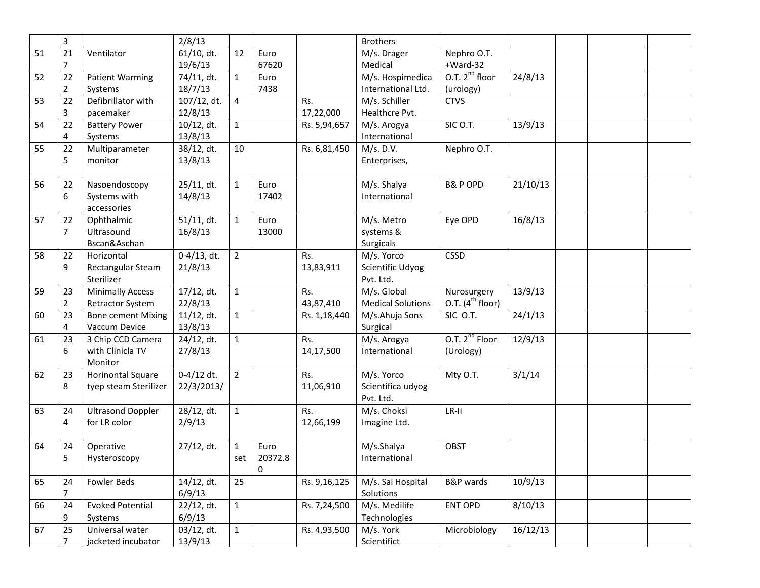|  |  |  |  |  |  |  |  |  |  |  |  |  |
|---|---|---|---|---|---|---|---|---|---|---|---|---|
|  | 3 |  | 2/8/13 |  |  |  | Brothers |  |  |  |  |  |
| 51 | 217 | Ventilator | 61/10, dt. 19/6/13 | 12 | Euro 67620 |  | M/s. Drager Medical | Nephro O.T. +Ward-32 |  |  |  |  |
| 52 | 222 | Patient Warming Systems | 74/11, dt. 18/7/13 | 1 | Euro 7438 |  | M/s. Hospimedica International Ltd. | O.T. 2nd floor (urology) | 24/8/13 |  |  |  |
| 53 | 223 | Defibrillator with pacemaker | 107/12, dt. 12/8/13 | 4 |  | Rs. 17,22,000 | M/s. Schiller Healthcre Pvt. | CTVS |  |  |  |  |
| 54 | 224 | Battery Power Systems | 10/12, dt. 13/8/13 | 1 |  | Rs. 5,94,657 | M/s. Arogya International | SIC O.T. | 13/9/13 |  |  |  |
| 55 | 225 | Multiparameter monitor | 38/12, dt. 13/8/13 | 10 |  | Rs. 6,81,450 | M/s. D.V. Enterprises, | Nephro O.T. |  |  |  |  |
| 56 | 226 | Nasoendoscopy Systems with accessories | 25/11, dt. 14/8/13 | 1 | Euro 17402 |  | M/s. Shalya International | B& P OPD | 21/10/13 |  |  |  |
| 57 | 227 | Ophthalmic Ultrasound Bscan&Aschan | 51/11, dt. 16/8/13 | 1 | Euro 13000 |  | M/s. Metro systems & Surgicals | Eye OPD | 16/8/13 |  |  |  |
| 58 | 229 | Horizontal Rectangular Steam Sterilizer | 0-4/13, dt. 21/8/13 | 2 |  | Rs. 13,83,911 | M/s. Yorco Scientific Udyog Pvt. Ltd. | CSSD |  |  |  |  |
| 59 | 232 | Minimally Access Retractor System | 17/12, dt. 22/8/13 | 1 |  | Rs. 43,87,410 | M/s. Global Medical Solutions | Nurosurgery O.T. (4th floor) | 13/9/13 |  |  |  |
| 60 | 234 | Bone cement Mixing Vaccum Device | 11/12, dt. 13/8/13 | 1 |  | Rs. 1,18,440 | M/s.Ahuja Sons Surgical | SIC O.T. | 24/1/13 |  |  |  |
| 61 | 236 | 3 Chip CCD Camera with Clinicla TV Monitor | 24/12, dt. 27/8/13 | 1 |  | Rs. 14,17,500 | M/s. Arogya International | O.T. 2nd Floor (Urology) | 12/9/13 |  |  |  |
| 62 | 238 | Horinontal Square tyep steam Sterilizer | 0-4/12 dt. 22/3/2013/ | 2 |  | Rs. 11,06,910 | M/s. Yorco Scientifica udyog Pvt. Ltd. | Mty O.T. | 3/1/14 |  |  |  |
| 63 | 244 | Ultrasond Doppler for LR color | 28/12, dt. 2/9/13 | 1 |  | Rs. 12,66,199 | M/s. Choksi Imagine Ltd. | LR-II |  |  |  |  |
| 64 | 245 | Operative Hysteroscopy | 27/12, dt. | 1 set | Euro 20372.80 |  | M/s.Shalya International | OBST |  |  |  |  |
| 65 | 247 | Fowler Beds | 14/12, dt. 6/9/13 | 25 |  | Rs. 9,16,125 | M/s. Sai Hospital Solutions | B&P wards | 10/9/13 |  |  |  |
| 66 | 249 | Evoked Potential Systems | 22/12, dt. 6/9/13 | 1 |  | Rs. 7,24,500 | M/s. Medilife Technologies | ENT OPD | 8/10/13 |  |  |  |
| 67 | 257 | Universal water jacketed incubator | 03/12, dt. 13/9/13 | 1 |  | Rs. 4,93,500 | M/s. York Scientifict | Microbiology | 16/12/13 |  |  |  |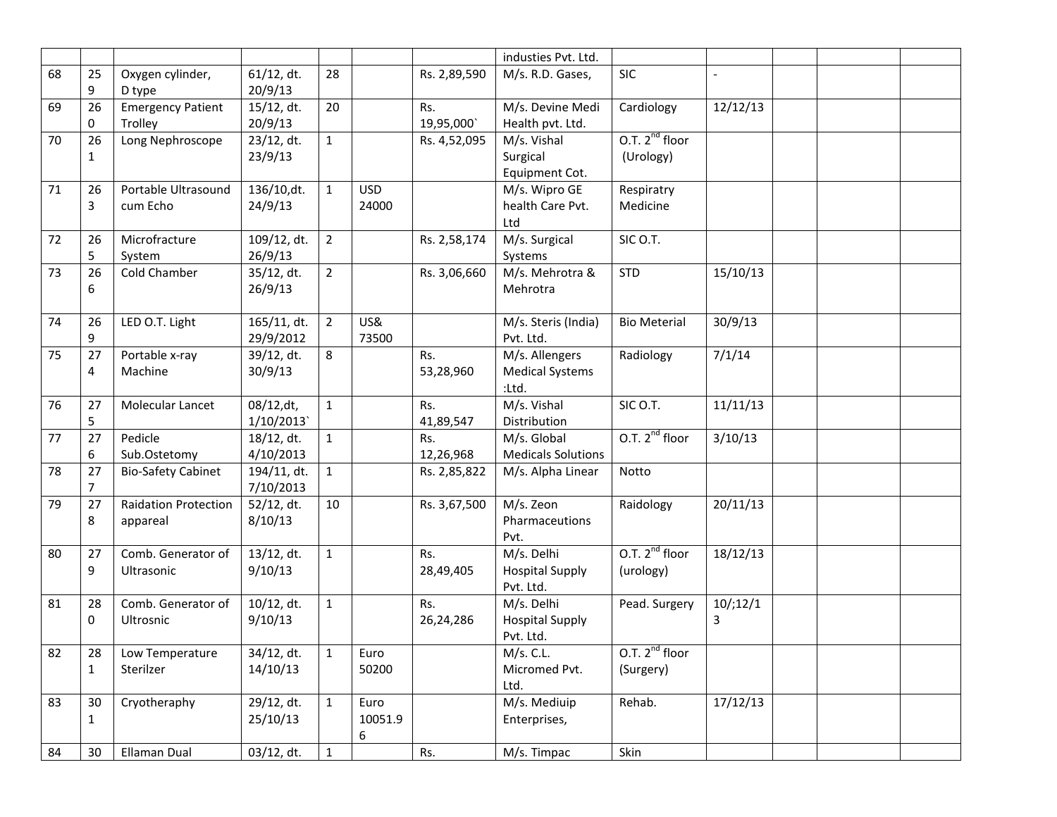| | | | | | | | | | | | | |
|---|---|---|---|---|---|---|---|---|---|---|---|---|
| | | | | | | | industies Pvt. Ltd. | | | | | |
| 68 | 259 | Oxygen cylinder, D type | 61/12, dt. 20/9/13 | 28 | | Rs. 2,89,590 | M/s. R.D. Gases, | SIC | - | | | |
| 69 | 260 | Emergency Patient Trolley | 15/12, dt. 20/9/13 | 20 | | Rs. 19,95,000` | M/s. Devine Medi Health pvt. Ltd. | Cardiology | 12/12/13 | | | |
| 70 | 261 | Long Nephroscope | 23/12, dt. 23/9/13 | 1 | | Rs. 4,52,095 | M/s. Vishal Surgical Equipment Cot. | O.T. 2nd floor (Urology) | | | | |
| 71 | 263 | Portable Ultrasound cum Echo | 136/10,dt. 24/9/13 | 1 | USD 24000 | | M/s. Wipro GE health Care Pvt. Ltd | Respiratry Medicine | | | | |
| 72 | 265 | Microfracture System | 109/12, dt. 26/9/13 | 2 | | Rs. 2,58,174 | M/s. Surgical Systems | SIC O.T. | | | | |
| 73 | 266 | Cold Chamber | 35/12, dt. 26/9/13 | 2 | | Rs. 3,06,660 | M/s. Mehrotra & Mehrotra | STD | 15/10/13 | | | |
| 74 | 269 | LED O.T. Light | 165/11, dt. 29/9/2012 | 2 | US& 73500 | | M/s. Steris (India) Pvt. Ltd. | Bio Meterial | 30/9/13 | | | |
| 75 | 274 | Portable x-ray Machine | 39/12, dt. 30/9/13 | 8 | | Rs. 53,28,960 | M/s. Allengers Medical Systems :Ltd. | Radiology | 7/1/14 | | | |
| 76 | 275 | Molecular Lancet | 08/12,dt, 1/10/2013` | 1 | | Rs. 41,89,547 | M/s. Vishal Distribution | SIC O.T. | 11/11/13 | | | |
| 77 | 276 | Pedicle Sub.Ostetomy | 18/12, dt. 4/10/2013 | 1 | | Rs. 12,26,968 | M/s. Global Medicals Solutions | O.T. 2nd floor | 3/10/13 | | | |
| 78 | 277 | Bio-Safety Cabinet | 194/11, dt. 7/10/2013 | 1 | | Rs. 2,85,822 | M/s. Alpha Linear | Notto | | | | |
| 79 | 278 | Raidation Protection appareal | 52/12, dt. 8/10/13 | 10 | | Rs. 3,67,500 | M/s. Zeon Pharmaceutions Pvt. | Raidology | 20/11/13 | | | |
| 80 | 279 | Comb. Generator of Ultrasonic | 13/12, dt. 9/10/13 | 1 | | Rs. 28,49,405 | M/s. Delhi Hospital Supply Pvt. Ltd. | O.T. 2nd floor (urology) | 18/12/13 | | | |
| 81 | 280 | Comb. Generator of Ultrosnic | 10/12, dt. 9/10/13 | 1 | | Rs. 26,24,286 | M/s. Delhi Hospital Supply Pvt. Ltd. | Pead. Surgery | 10/;12/13 | | | |
| 82 | 281 | Low Temperature Sterilzer | 34/12, dt. 14/10/13 | 1 | Euro 50200 | | M/s. C.L. Micromed Pvt. Ltd. | O.T. 2nd floor (Surgery) | | | | |
| 83 | 301 | Cryotheraphy | 29/12, dt. 25/10/13 | 1 | Euro 10051.96 | | M/s. Mediuip Enterprises, | Rehab. | 17/12/13 | | | |
| 84 | 30 | Ellaman Dual | 03/12, dt. | 1 | | Rs. | M/s. Timpac | Skin | | | | |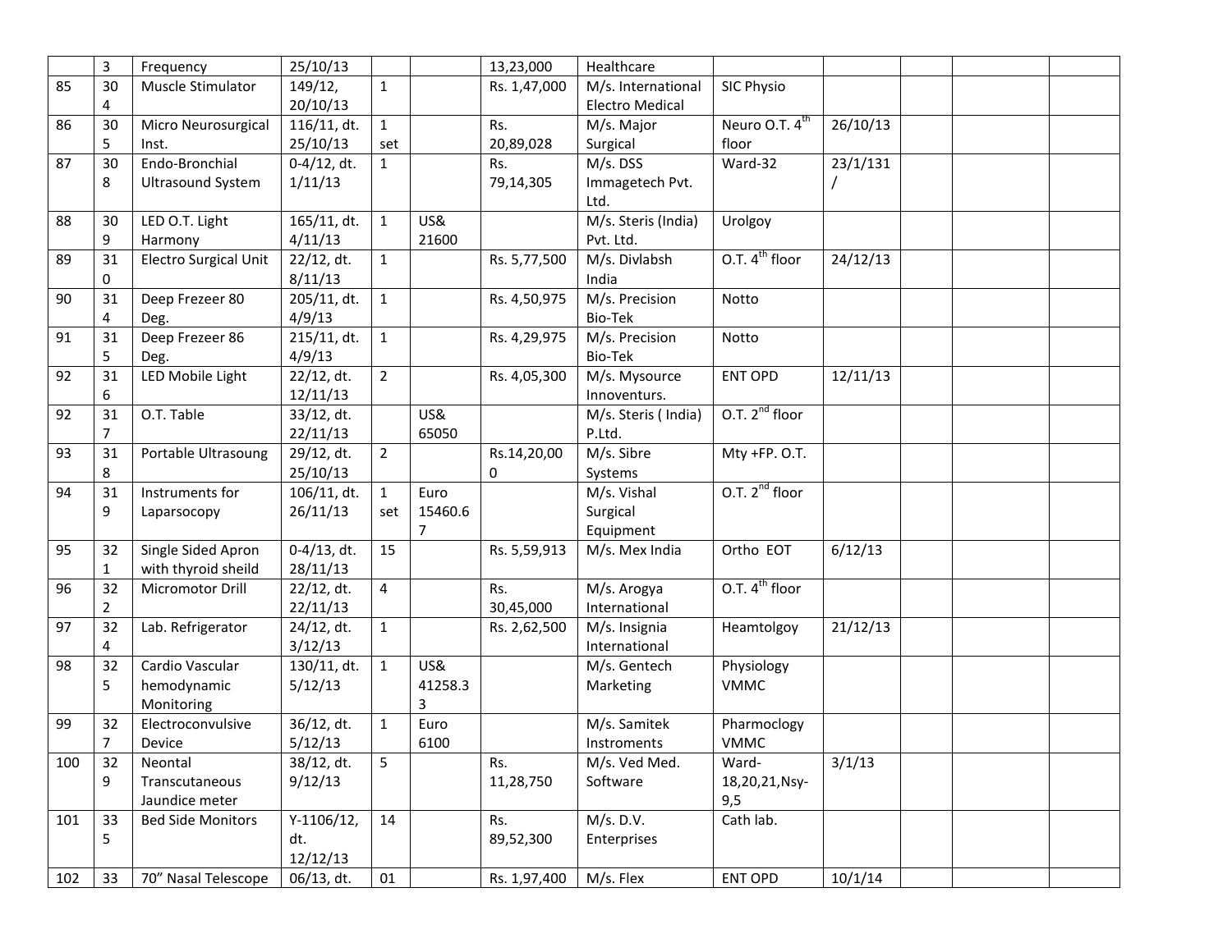| | | | | | | | | | | | | |
|---|---|---|---|---|---|---|---|---|---|---|---|---|
| | 3 | Frequency | 25/10/13 | | | 13,23,000 | Healthcare | | | | | |
| 85 | 304 | Muscle Stimulator | 149/12, 20/10/13 | 1 | | Rs. 1,47,000 | M/s. International Electro Medical | SIC Physio | | | | |
| 86 | 305 | Micro Neurosurgical Inst. | 116/11, dt. 25/10/13 | 1 set | | Rs. 20,89,028 | M/s. Major Surgical | Neuro O.T. 4th floor | 26/10/13 | | | |
| 87 | 308 | Endo-Bronchial Ultrasound System | 0-4/12, dt. 1/11/13 | 1 | | Rs. 79,14,305 | M/s. DSS Immagetech Pvt. Ltd. | Ward-32 | 23/1/131/ | | | |
| 88 | 309 | LED O.T. Light Harmony | 165/11, dt. 4/11/13 | 1 | US& 21600 | | M/s. Steris (India) Pvt. Ltd. | Urolgoy | | | | |
| 89 | 310 | Electro Surgical Unit | 22/12, dt. 8/11/13 | 1 | | Rs. 5,77,500 | M/s. Divlabsh India | O.T. 4th floor | 24/12/13 | | | |
| 90 | 314 | Deep Frezeer 80 Deg. | 205/11, dt. 4/9/13 | 1 | | Rs. 4,50,975 | M/s. Precision Bio-Tek | Notto | | | | |
| 91 | 315 | Deep Frezeer 86 Deg. | 215/11, dt. 4/9/13 | 1 | | Rs. 4,29,975 | M/s. Precision Bio-Tek | Notto | | | | |
| 92 | 316 | LED Mobile Light | 22/12, dt. 12/11/13 | 2 | | Rs. 4,05,300 | M/s. Mysource Innoventurs. | ENT OPD | 12/11/13 | | | |
| 92 | 317 | O.T. Table | 33/12, dt. 22/11/13 | | US& 65050 | | M/s. Steris ( India) P.Ltd. | O.T. 2nd floor | | | | |
| 93 | 318 | Portable Ultrasoung | 29/12, dt. 25/10/13 | 2 | | Rs.14,20,000 | M/s. Sibre Systems | Mty +FP. O.T. | | | | |
| 94 | 319 | Instruments for Laparsocopy | 106/11, dt. 26/11/13 | 1 set | Euro 15460.67 | | M/s. Vishal Surgical Equipment | O.T. 2nd floor | | | | |
| 95 | 321 | Single Sided Apron with thyroid sheild | 0-4/13, dt. 28/11/13 | 15 | | Rs. 5,59,913 | M/s. Mex India | Ortho EOT | 6/12/13 | | | |
| 96 | 322 | Micromotor Drill | 22/12, dt. 22/11/13 | 4 | | Rs. 30,45,000 | M/s. Arogya International | O.T. 4th floor | | | | |
| 97 | 324 | Lab. Refrigerator | 24/12, dt. 3/12/13 | 1 | | Rs. 2,62,500 | M/s. Insignia International | Heamtolgoy | 21/12/13 | | | |
| 98 | 325 | Cardio Vascular hemodynamic Monitoring | 130/11, dt. 5/12/13 | 1 | US& 41258.33 | | M/s. Gentech Marketing | Physiology VMMC | | | | |
| 99 | 327 | Electroconvulsive Device | 36/12, dt. 5/12/13 | 1 | Euro 6100 | | M/s. Samitek Instroments | Pharmoclogy VMMC | | | | |
| 100 | 329 | Neontal Transcutaneous Jaundice meter | 38/12, dt. 9/12/13 | 5 | | Rs. 11,28,750 | M/s. Ved Med. Software | Ward-18,20,21,Nsy-9,5 | 3/1/13 | | | |
| 101 | 335 | Bed Side Monitors | Y-1106/12, dt. 12/12/13 | 14 | | Rs. 89,52,300 | M/s. D.V. Enterprises | Cath lab. | | | | |
| 102 | 33 | 70" Nasal Telescope | 06/13, dt. | 01 | | Rs. 1,97,400 | M/s. Flex | ENT OPD | 10/1/14 | | | |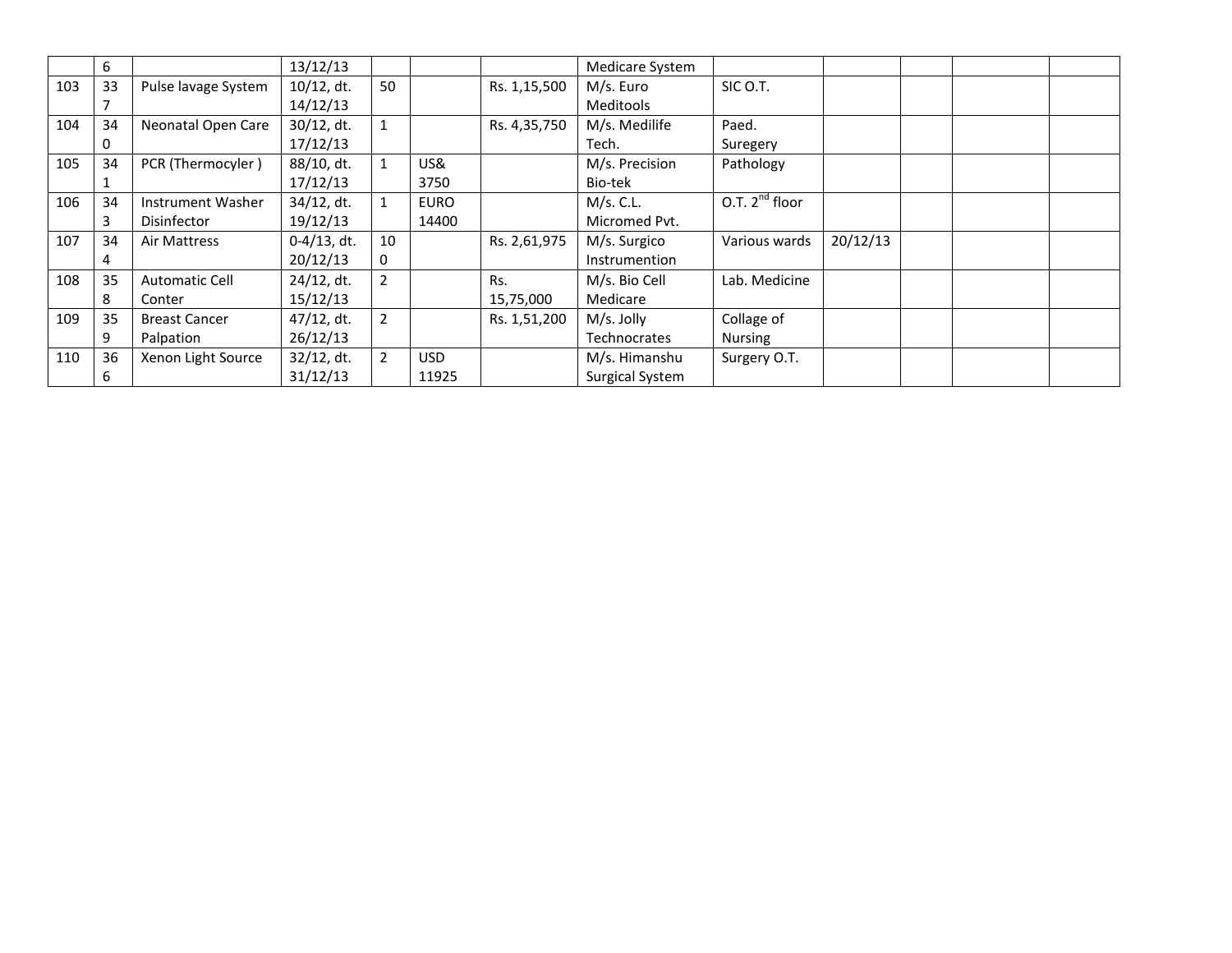| | | | | | | | | | | | | |
|---|---|---|---|---|---|---|---|---|---|---|---|---|
| | 6 | | 13/12/13 | | | | Medicare System | | | | | |
| 103 | 337 | Pulse lavage System | 10/12, dt. 14/12/13 | 50 | | Rs. 1,15,500 | M/s. Euro Meditools | SIC O.T. | | | | |
| 104 | 340 | Neonatal Open Care | 30/12, dt. 17/12/13 | 1 | | Rs. 4,35,750 | M/s. Medilife Tech. | Paed. Suregery | | | | |
| 105 | 341 | PCR (Thermocyler ) | 88/10, dt. 17/12/13 | 1 | US& 3750 | | M/s. Precision Bio-tek | Pathology | | | | |
| 106 | 343 | Instrument Washer Disinfector | 34/12, dt. 19/12/13 | 1 | EURO 14400 | | M/s. C.L. Micromed Pvt. | O.T. 2nd floor | | | | |
| 107 | 344 | Air Mattress | 0-4/13, dt. 20/12/13 | 100 | | Rs. 2,61,975 | M/s. Surgico Instrumention | Various wards | 20/12/13 | | | |
| 108 | 358 | Automatic Cell Conter | 24/12, dt. 15/12/13 | 2 | | Rs. 15,75,000 | M/s. Bio Cell Medicare | Lab. Medicine | | | | |
| 109 | 359 | Breast Cancer Palpation | 47/12, dt. 26/12/13 | 2 | | Rs. 1,51,200 | M/s. Jolly Technocrates | Collage of Nursing | | | | |
| 110 | 366 | Xenon Light Source | 32/12, dt. 31/12/13 | 2 | USD 11925 | | M/s. Himanshu Surgical System | Surgery O.T. | | | | |